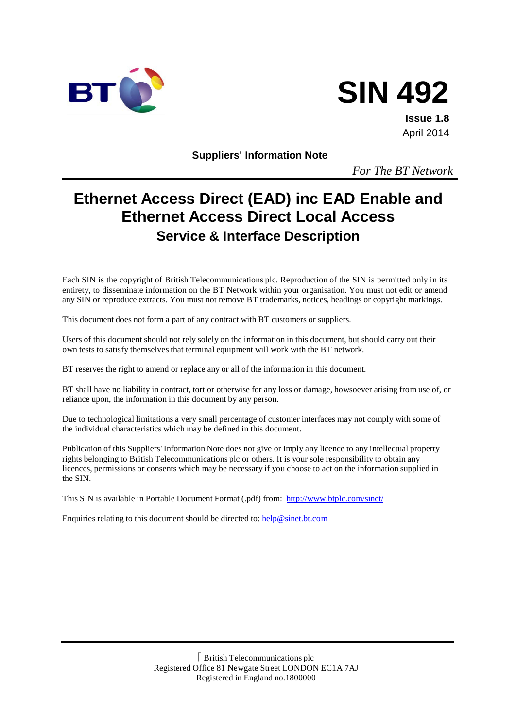# SIN 492

**Issue 1.8**
April 2014

**Suppliers' Information Note**

*For The BT Network*

# Ethernet Access Direct (EAD) inc EAD Enable and Ethernet Access Direct Local Access

## Service & Interface Description

Each SIN is the copyright of British Telecommunications plc. Reproduction of the SIN is permitted only in its entirety, to disseminate information on the BT Network within your organisation. You must not edit or amend any SIN or reproduce extracts. You must not remove BT trademarks, notices, headings or copyright markings.

This document does not form a part of any contract with BT customers or suppliers.

Users of this document should not rely solely on the information in this document, but should carry out their own tests to satisfy themselves that terminal equipment will work with the BT network.

BT reserves the right to amend or replace any or all of the information in this document.

BT shall have no liability in contract, tort or otherwise for any loss or damage, howsoever arising from use of, or reliance upon, the information in this document by any person.

Due to technological limitations a very small percentage of customer interfaces may not comply with some of the individual characteristics which may be defined in this document.

Publication of this Suppliers' Information Note does not give or imply any licence to any intellectual property rights belonging to British Telecommunications plc or others. It is your sole responsibility to obtain any licences, permissions or consents which may be necessary if you choose to act on the information supplied in the SIN.

This SIN is available in Portable Document Format (.pdf) from: http://www.btplc.com/sinet/

Enquiries relating to this document should be directed to: help@sinet.bt.com

© British Telecommunications plc
Registered Office 81 Newgate Street LONDON EC1A 7AJ
Registered in England no.1800000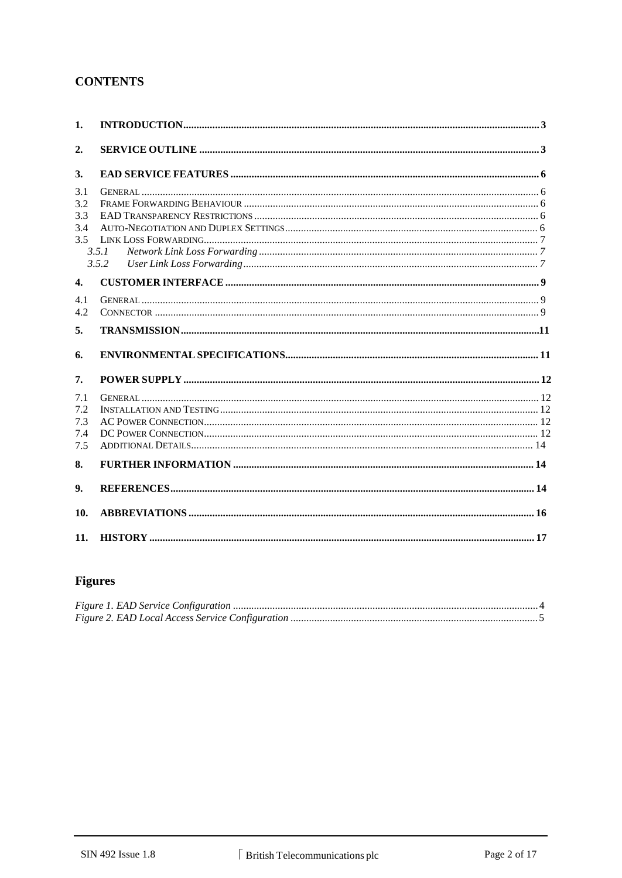## CONTENTS

**1. INTRODUCTION** .......... 3

**2. SERVICE OUTLINE** .......... 3

**3. EAD SERVICE FEATURES** .......... 6

3.1 GENERAL .......... 6
3.2 FRAME FORWARDING BEHAVIOUR .......... 6
3.3 EAD TRANSPARENCY RESTRICTIONS .......... 6
3.4 AUTO-NEGOTIATION AND DUPLEX SETTINGS .......... 6
3.5 LINK LOSS FORWARDING .......... 7
*3.5.1 Network Link Loss Forwarding* .......... 7
*3.5.2 User Link Loss Forwarding* .......... 7

**4. CUSTOMER INTERFACE** .......... 9

4.1 GENERAL .......... 9
4.2 CONNECTOR .......... 9

**5. TRANSMISSION** .......... 11

**6. ENVIRONMENTAL SPECIFICATIONS** .......... 11

**7. POWER SUPPLY** .......... 12

7.1 GENERAL .......... 12
7.2 INSTALLATION AND TESTING .......... 12
7.3 AC POWER CONNECTION .......... 12
7.4 DC POWER CONNECTION .......... 12
7.5 ADDITIONAL DETAILS .......... 14

**8. FURTHER INFORMATION** .......... 14

**9. REFERENCES** .......... 14

**10. ABBREVIATIONS** .......... 16

**11. HISTORY** .......... 17

## Figures

*Figure 1. EAD Service Configuration* .......... 4
*Figure 2. EAD Local Access Service Configuration* .......... 5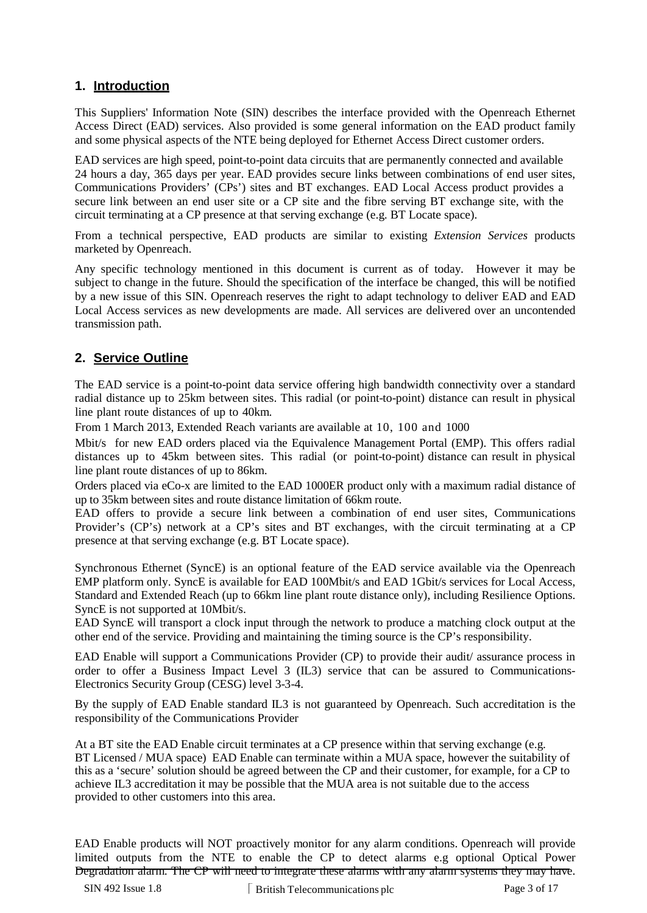## 1. Introduction

This Suppliers' Information Note (SIN) describes the interface provided with the Openreach Ethernet Access Direct (EAD) services. Also provided is some general information on the EAD product family and some physical aspects of the NTE being deployed for Ethernet Access Direct customer orders.

EAD services are high speed, point-to-point data circuits that are permanently connected and available 24 hours a day, 365 days per year. EAD provides secure links between combinations of end user sites, Communications Providers' (CPs') sites and BT exchanges. EAD Local Access product provides a secure link between an end user site or a CP site and the fibre serving BT exchange site, with the circuit terminating at a CP presence at that serving exchange (e.g. BT Locate space).

From a technical perspective, EAD products are similar to existing *Extension Services* products marketed by Openreach.

Any specific technology mentioned in this document is current as of today. However it may be subject to change in the future. Should the specification of the interface be changed, this will be notified by a new issue of this SIN. Openreach reserves the right to adapt technology to deliver EAD and EAD Local Access services as new developments are made. All services are delivered over an uncontended transmission path.

## 2. Service Outline

The EAD service is a point-to-point data service offering high bandwidth connectivity over a standard radial distance up to 25km between sites. This radial (or point-to-point) distance can result in physical line plant route distances of up to 40km.

From 1 March 2013, Extended Reach variants are available at 10, 100 and 1000 Mbit/s for new EAD orders placed via the Equivalence Management Portal (EMP). This offers radial distances up to 45km between sites. This radial (or point-to-point) distance can result in physical line plant route distances of up to 86km.

Orders placed via eCo-x are limited to the EAD 1000ER product only with a maximum radial distance of up to 35km between sites and route distance limitation of 66km route.

EAD offers to provide a secure link between a combination of end user sites, Communications Provider's (CP's) network at a CP's sites and BT exchanges, with the circuit terminating at a CP presence at that serving exchange (e.g. BT Locate space).

Synchronous Ethernet (SyncE) is an optional feature of the EAD service available via the Openreach EMP platform only. SyncE is available for EAD 100Mbit/s and EAD 1Gbit/s services for Local Access, Standard and Extended Reach (up to 66km line plant route distance only), including Resilience Options. SyncE is not supported at 10Mbit/s.

EAD SyncE will transport a clock input through the network to produce a matching clock output at the other end of the service. Providing and maintaining the timing source is the CP's responsibility.

EAD Enable will support a Communications Provider (CP) to provide their audit/ assurance process in order to offer a Business Impact Level 3 (IL3) service that can be assured to Communications-Electronics Security Group (CESG) level 3-3-4.

By the supply of EAD Enable standard IL3 is not guaranteed by Openreach. Such accreditation is the responsibility of the Communications Provider

At a BT site the EAD Enable circuit terminates at a CP presence within that serving exchange (e.g. BT Licensed / MUA space) EAD Enable can terminate within a MUA space, however the suitability of this as a 'secure' solution should be agreed between the CP and their customer, for example, for a CP to achieve IL3 accreditation it may be possible that the MUA area is not suitable due to the access provided to other customers into this area.

EAD Enable products will NOT proactively monitor for any alarm conditions. Openreach will provide limited outputs from the NTE to enable the CP to detect alarms e.g optional Optical Power Degradation alarm. The CP will need to integrate these alarms with any alarm systems they may have.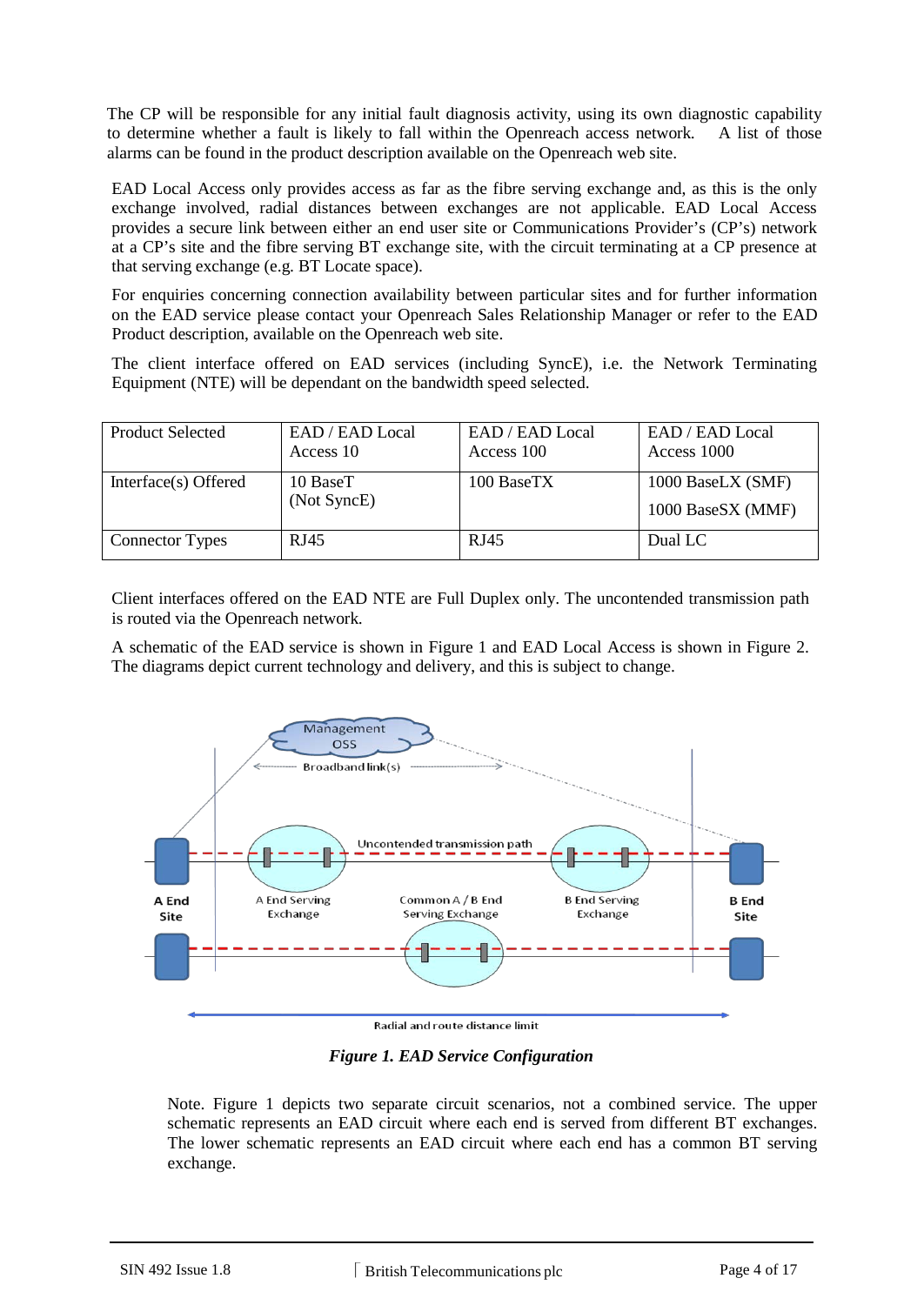The CP will be responsible for any initial fault diagnosis activity, using its own diagnostic capability to determine whether a fault is likely to fall within the Openreach access network. A list of those alarms can be found in the product description available on the Openreach web site.

EAD Local Access only provides access as far as the fibre serving exchange and, as this is the only exchange involved, radial distances between exchanges are not applicable. EAD Local Access provides a secure link between either an end user site or Communications Provider's (CP's) network at a CP's site and the fibre serving BT exchange site, with the circuit terminating at a CP presence at that serving exchange (e.g. BT Locate space).

For enquiries concerning connection availability between particular sites and for further information on the EAD service please contact your Openreach Sales Relationship Manager or refer to the EAD Product description, available on the Openreach web site.

The client interface offered on EAD services (including SyncE), i.e. the Network Terminating Equipment (NTE) will be dependant on the bandwidth speed selected.

| Product Selected | EAD / EAD Local Access 10 | EAD / EAD Local Access 100 | EAD / EAD Local Access 1000 |
|---|---|---|---|
| Interface(s) Offered | 10 BaseT (Not SyncE) | 100 BaseTX | 1000 BaseLX (SMF) 1000 BaseSX (MMF) |
| Connector Types | RJ45 | RJ45 | Dual LC |

Client interfaces offered on the EAD NTE are Full Duplex only. The uncontended transmission path is routed via the Openreach network.

A schematic of the EAD service is shown in Figure 1 and EAD Local Access is shown in Figure 2. The diagrams depict current technology and delivery, and this is subject to change.

*Figure 1. EAD Service Configuration*

Note. Figure 1 depicts two separate circuit scenarios, not a combined service. The upper schematic represents an EAD circuit where each end is served from different BT exchanges. The lower schematic represents an EAD circuit where each end has a common BT serving exchange.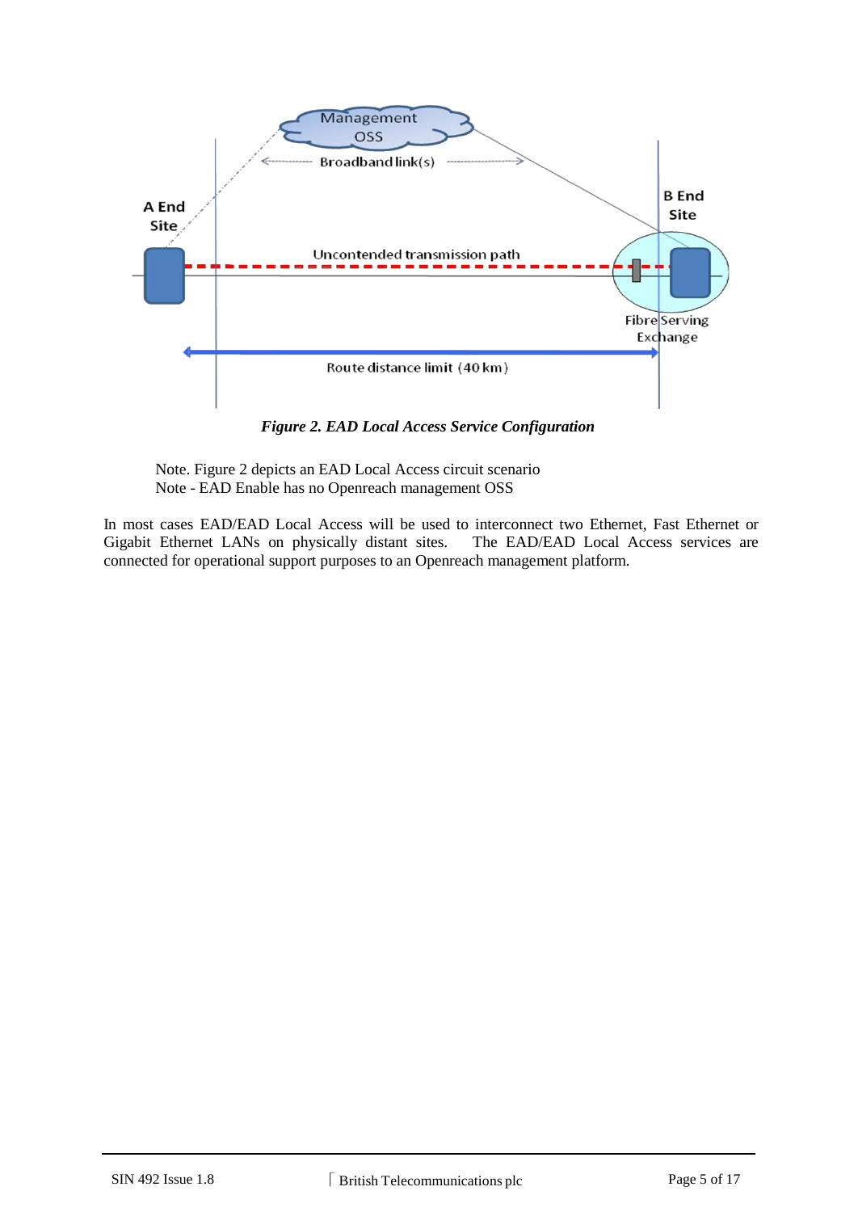*Figure 2. EAD Local Access Service Configuration*

Note. Figure 2 depicts an EAD Local Access circuit scenario
Note - EAD Enable has no Openreach management OSS

In most cases EAD/EAD Local Access will be used to interconnect two Ethernet, Fast Ethernet or Gigabit Ethernet LANs on physically distant sites. The EAD/EAD Local Access services are connected for operational support purposes to an Openreach management platform.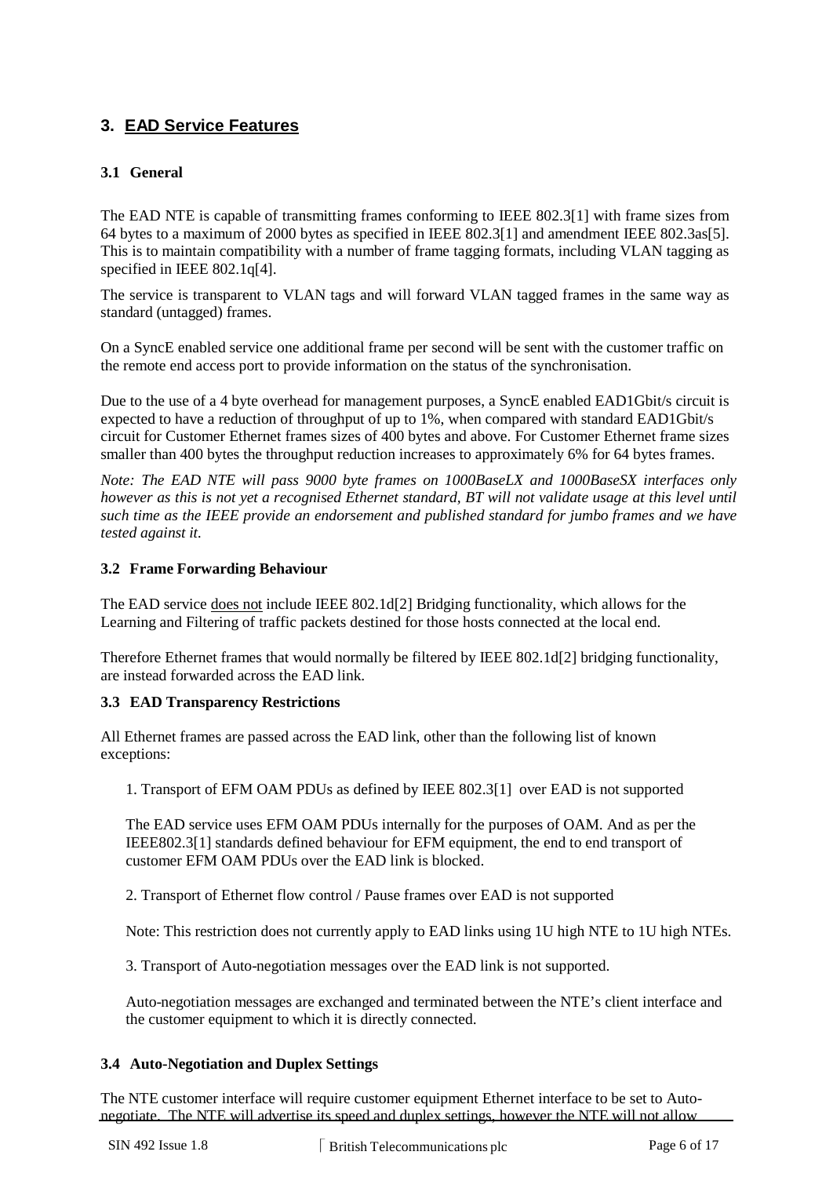## 3. EAD Service Features

### 3.1 General

The EAD NTE is capable of transmitting frames conforming to IEEE 802.3[1] with frame sizes from 64 bytes to a maximum of 2000 bytes as specified in IEEE 802.3[1] and amendment IEEE 802.3as[5]. This is to maintain compatibility with a number of frame tagging formats, including VLAN tagging as specified in IEEE 802.1q[4].

The service is transparent to VLAN tags and will forward VLAN tagged frames in the same way as standard (untagged) frames.

On a SyncE enabled service one additional frame per second will be sent with the customer traffic on the remote end access port to provide information on the status of the synchronisation.

Due to the use of a 4 byte overhead for management purposes, a SyncE enabled EAD1Gbit/s circuit is expected to have a reduction of throughput of up to 1%, when compared with standard EAD1Gbit/s circuit for Customer Ethernet frames sizes of 400 bytes and above. For Customer Ethernet frame sizes smaller than 400 bytes the throughput reduction increases to approximately 6% for 64 bytes frames.

*Note: The EAD NTE will pass 9000 byte frames on 1000BaseLX and 1000BaseSX interfaces only however as this is not yet a recognised Ethernet standard, BT will not validate usage at this level until such time as the IEEE provide an endorsement and published standard for jumbo frames and we have tested against it.*

### 3.2 Frame Forwarding Behaviour

The EAD service does not include IEEE 802.1d[2] Bridging functionality, which allows for the Learning and Filtering of traffic packets destined for those hosts connected at the local end.

Therefore Ethernet frames that would normally be filtered by IEEE 802.1d[2] bridging functionality, are instead forwarded across the EAD link.

### 3.3 EAD Transparency Restrictions

All Ethernet frames are passed across the EAD link, other than the following list of known exceptions:

1. Transport of EFM OAM PDUs as defined by IEEE 802.3[1] over EAD is not supported

   The EAD service uses EFM OAM PDUs internally for the purposes of OAM. And as per the IEEE802.3[1] standards defined behaviour for EFM equipment, the end to end transport of customer EFM OAM PDUs over the EAD link is blocked.

2. Transport of Ethernet flow control / Pause frames over EAD is not supported

   Note: This restriction does not currently apply to EAD links using 1U high NTE to 1U high NTEs.

3. Transport of Auto-negotiation messages over the EAD link is not supported.

   Auto-negotiation messages are exchanged and terminated between the NTE's client interface and the customer equipment to which it is directly connected.

### 3.4 Auto-Negotiation and Duplex Settings

The NTE customer interface will require customer equipment Ethernet interface to be set to Auto-negotiate. The NTE will advertise its speed and duplex settings, however the NTE will not allow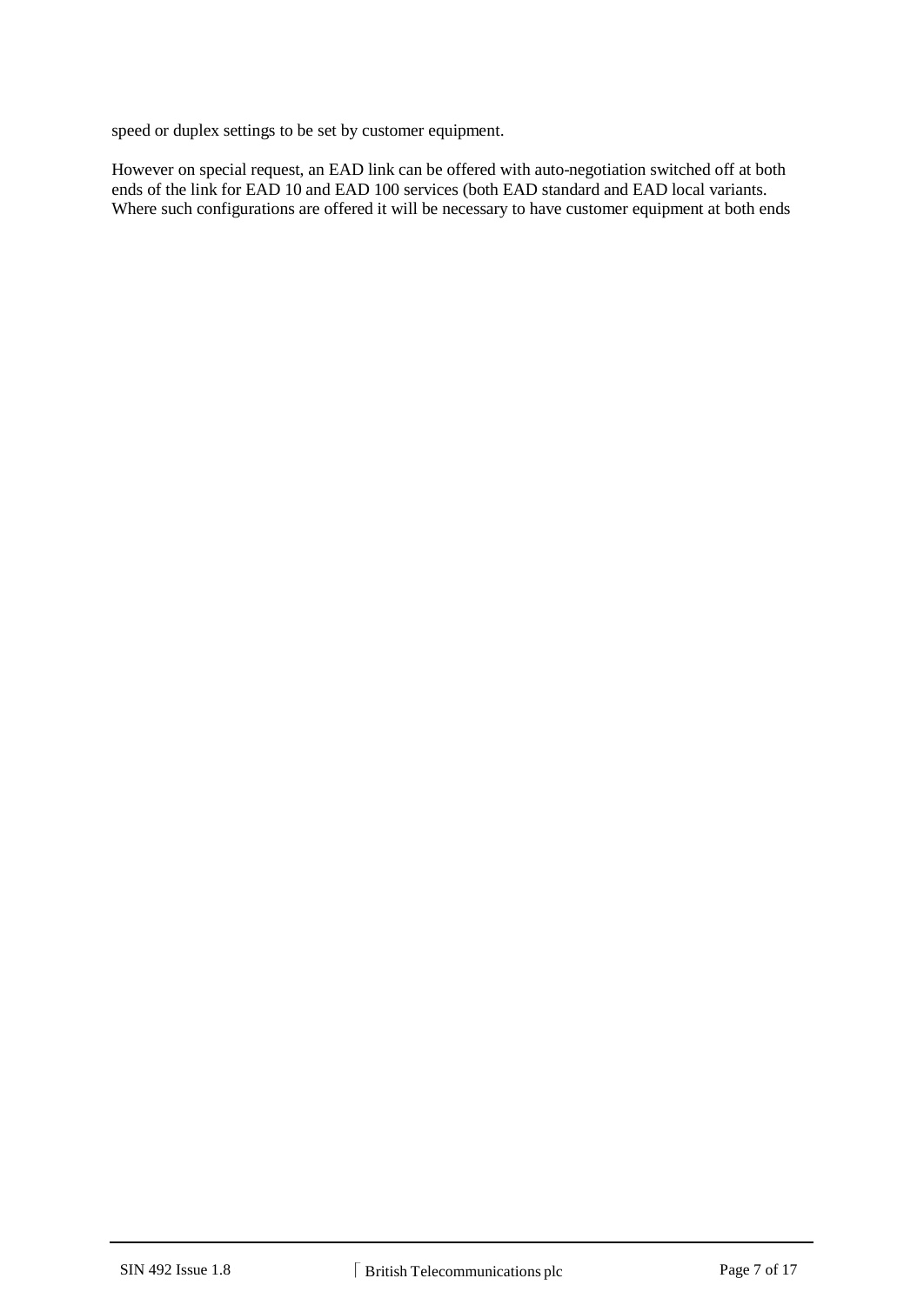speed or duplex settings to be set by customer equipment.

However on special request, an EAD link can be offered with auto-negotiation switched off at both ends of the link for EAD 10 and EAD 100 services (both EAD standard and EAD local variants. Where such configurations are offered it will be necessary to have customer equipment at both ends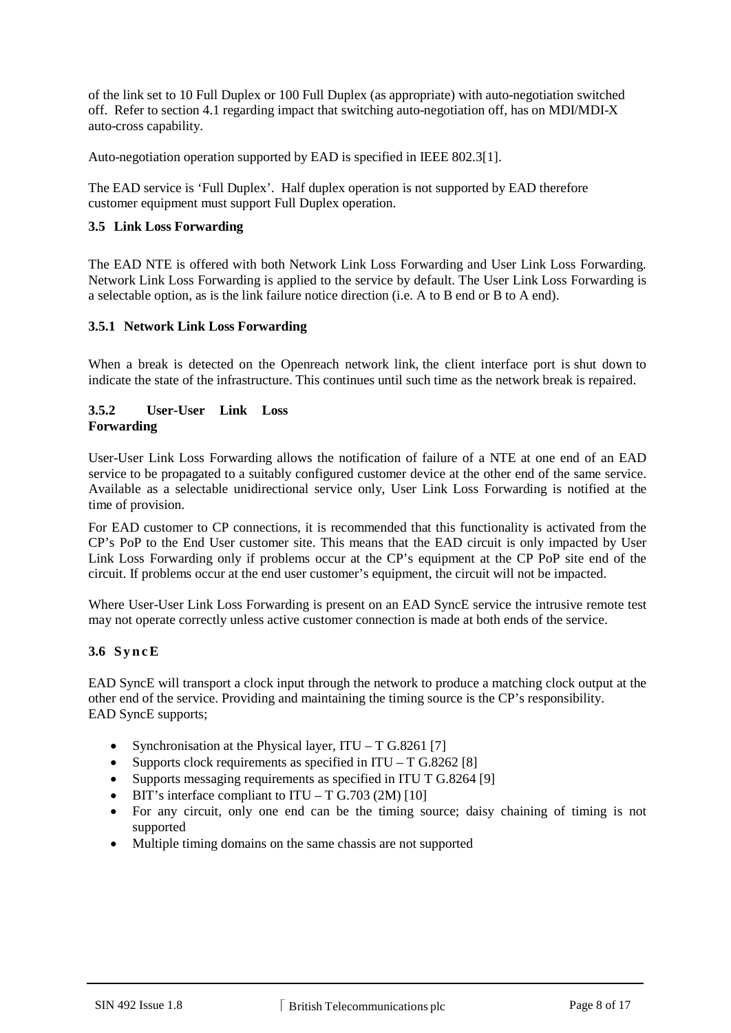of the link set to 10 Full Duplex or 100 Full Duplex (as appropriate) with auto-negotiation switched off. Refer to section 4.1 regarding impact that switching auto-negotiation off, has on MDI/MDI-X auto-cross capability.

Auto-negotiation operation supported by EAD is specified in IEEE 802.3[1].

The EAD service is 'Full Duplex'. Half duplex operation is not supported by EAD therefore customer equipment must support Full Duplex operation.

### 3.5 Link Loss Forwarding

The EAD NTE is offered with both Network Link Loss Forwarding and User Link Loss Forwarding. Network Link Loss Forwarding is applied to the service by default. The User Link Loss Forwarding is a selectable option, as is the link failure notice direction (i.e. A to B end or B to A end).

#### 3.5.1 Network Link Loss Forwarding

When a break is detected on the Openreach network link, the client interface port is shut down to indicate the state of the infrastructure. This continues until such time as the network break is repaired.

#### 3.5.2 User-User Link Loss Forwarding

User-User Link Loss Forwarding allows the notification of failure of a NTE at one end of an EAD service to be propagated to a suitably configured customer device at the other end of the same service. Available as a selectable unidirectional service only, User Link Loss Forwarding is notified at the time of provision.

For EAD customer to CP connections, it is recommended that this functionality is activated from the CP's PoP to the End User customer site. This means that the EAD circuit is only impacted by User Link Loss Forwarding only if problems occur at the CP's equipment at the CP PoP site end of the circuit. If problems occur at the end user customer's equipment, the circuit will not be impacted.

Where User-User Link Loss Forwarding is present on an EAD SyncE service the intrusive remote test may not operate correctly unless active customer connection is made at both ends of the service.

### 3.6 SyncE

EAD SyncE will transport a clock input through the network to produce a matching clock output at the other end of the service. Providing and maintaining the timing source is the CP's responsibility.
EAD SyncE supports;

- Synchronisation at the Physical layer, ITU – T G.8261 [7]
- Supports clock requirements as specified in ITU – T G.8262 [8]
- Supports messaging requirements as specified in ITU T G.8264 [9]
- BIT's interface compliant to ITU – T G.703 (2M) [10]
- For any circuit, only one end can be the timing source; daisy chaining of timing is not supported
- Multiple timing domains on the same chassis are not supported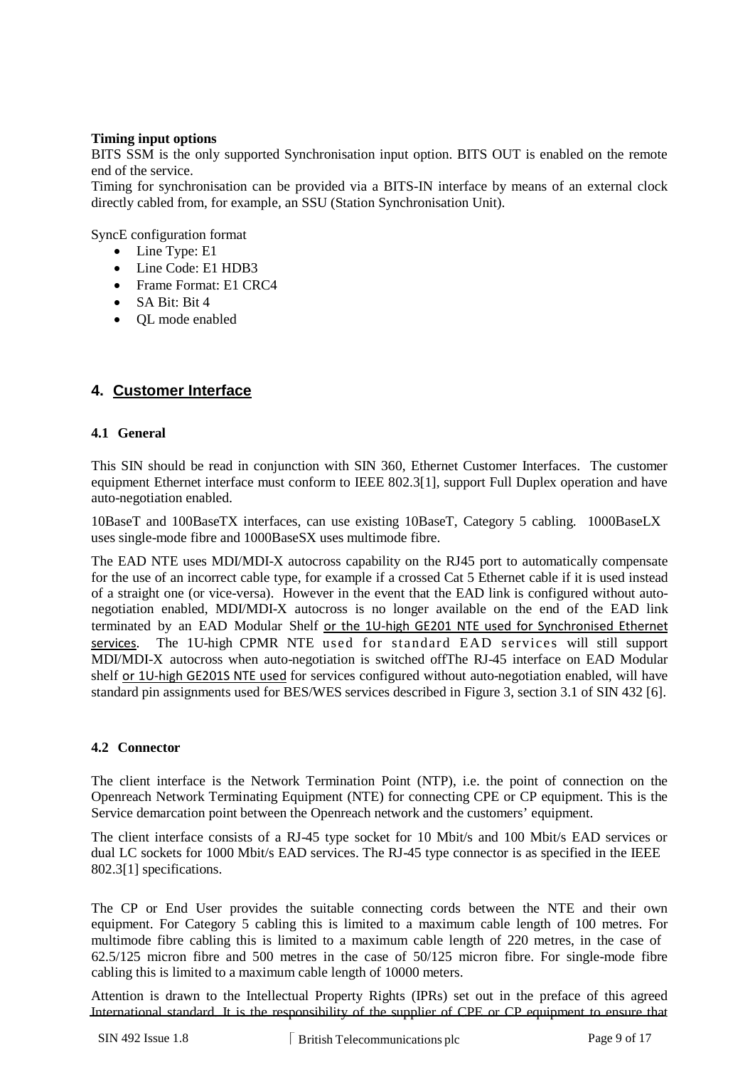**Timing input options**

BITS SSM is the only supported Synchronisation input option. BITS OUT is enabled on the remote end of the service.

Timing for synchronisation can be provided via a BITS-IN interface by means of an external clock directly cabled from, for example, an SSU (Station Synchronisation Unit).

SyncE configuration format

- Line Type: E1
- Line Code: E1 HDB3
- Frame Format: E1 CRC4
- SA Bit: Bit 4
- QL mode enabled

## 4. Customer Interface

### 4.1 General

This SIN should be read in conjunction with SIN 360, Ethernet Customer Interfaces. The customer equipment Ethernet interface must conform to IEEE 802.3[1], support Full Duplex operation and have auto-negotiation enabled.

10BaseT and 100BaseTX interfaces, can use existing 10BaseT, Category 5 cabling. 1000BaseLX uses single-mode fibre and 1000BaseSX uses multimode fibre.

The EAD NTE uses MDI/MDI-X autocross capability on the RJ45 port to automatically compensate for the use of an incorrect cable type, for example if a crossed Cat 5 Ethernet cable if it is used instead of a straight one (or vice-versa). However in the event that the EAD link is configured without auto-negotiation enabled, MDI/MDI-X autocross is no longer available on the end of the EAD link terminated by an EAD Modular Shelf or the 1U-high GE201 NTE used for Synchronised Ethernet services. The 1U-high CPMR NTE used for standard EAD services will still support MDI/MDI-X autocross when auto-negotiation is switched offThe RJ-45 interface on EAD Modular shelf or 1U-high GE201S NTE used for services configured without auto-negotiation enabled, will have standard pin assignments used for BES/WES services described in Figure 3, section 3.1 of SIN 432 [6].

### 4.2 Connector

The client interface is the Network Termination Point (NTP), i.e. the point of connection on the Openreach Network Terminating Equipment (NTE) for connecting CPE or CP equipment. This is the Service demarcation point between the Openreach network and the customers' equipment.

The client interface consists of a RJ-45 type socket for 10 Mbit/s and 100 Mbit/s EAD services or dual LC sockets for 1000 Mbit/s EAD services. The RJ-45 type connector is as specified in the IEEE 802.3[1] specifications.

The CP or End User provides the suitable connecting cords between the NTE and their own equipment. For Category 5 cabling this is limited to a maximum cable length of 100 metres. For multimode fibre cabling this is limited to a maximum cable length of 220 metres, in the case of 62.5/125 micron fibre and 500 metres in the case of 50/125 micron fibre. For single-mode fibre cabling this is limited to a maximum cable length of 10000 meters.

Attention is drawn to the Intellectual Property Rights (IPRs) set out in the preface of this agreed International standard. It is the responsibility of the supplier of CPE or CP equipment to ensure that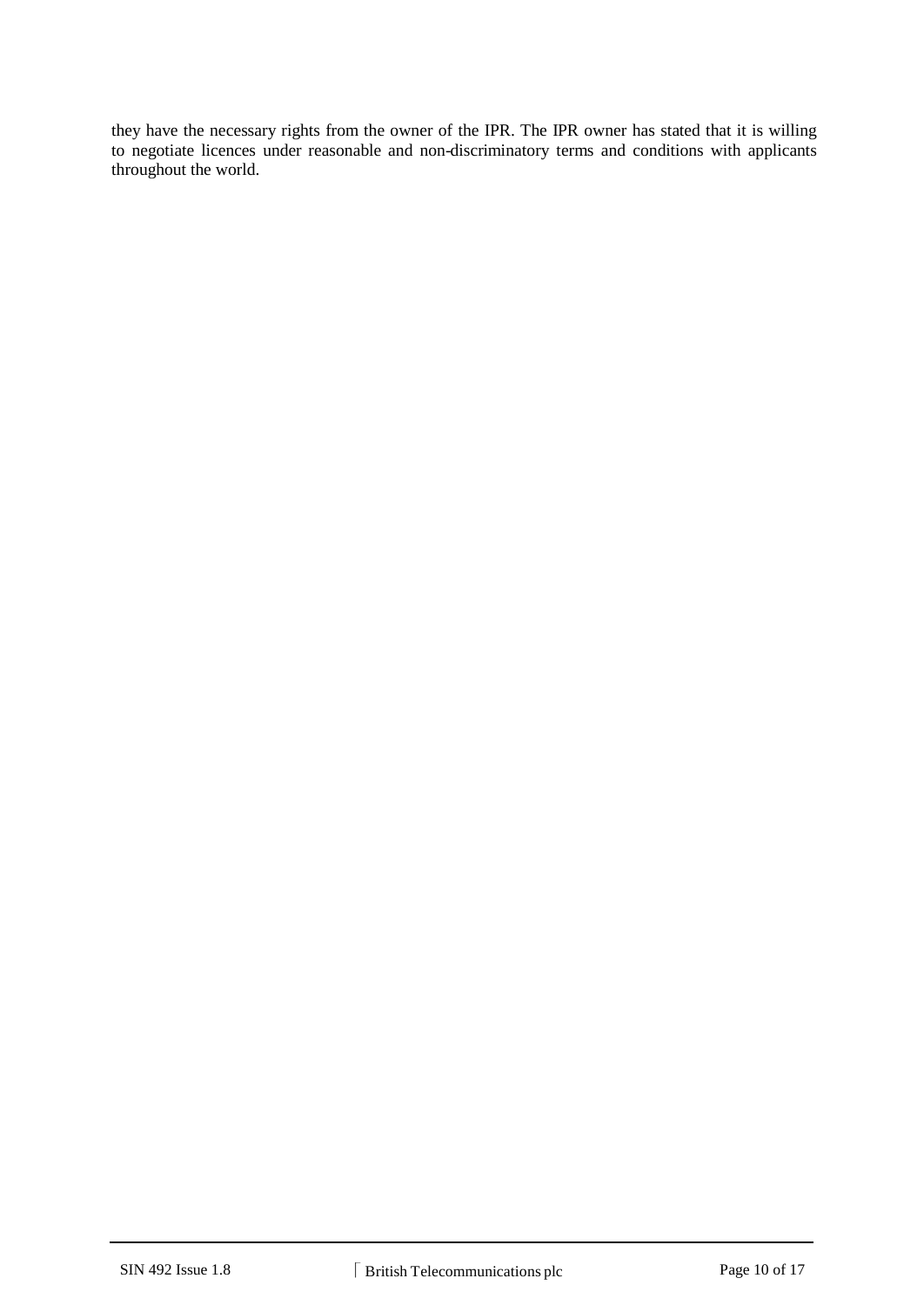they have the necessary rights from the owner of the IPR. The IPR owner has stated that it is willing to negotiate licences under reasonable and non-discriminatory terms and conditions with applicants throughout the world.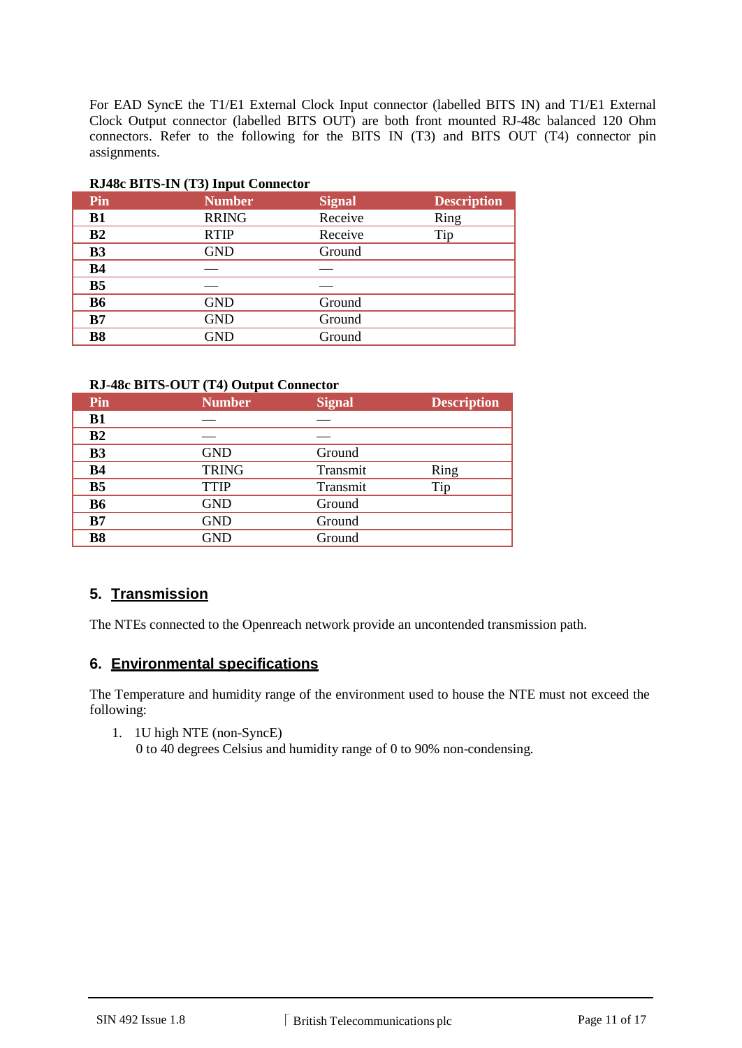For EAD SyncE the T1/E1 External Clock Input connector (labelled BITS IN) and T1/E1 External Clock Output connector (labelled BITS OUT) are both front mounted RJ-48c balanced 120 Ohm connectors. Refer to the following for the BITS IN (T3) and BITS OUT (T4) connector pin assignments.

**RJ48c BITS-IN (T3) Input Connector**

| Pin | Number | Signal | Description |
|---|---|---|---|
| **B1** | RRING | Receive | Ring |
| **B2** | RTIP | Receive | Tip |
| **B3** | GND | Ground | |
| **B4** | — | — | |
| **B5** | — | — | |
| **B6** | GND | Ground | |
| **B7** | GND | Ground | |
| **B8** | GND | Ground | |

**RJ-48c BITS-OUT (T4) Output Connector**

| Pin | Number | Signal | Description |
|---|---|---|---|
| **B1** | — | — | |
| **B2** | — | — | |
| **B3** | GND | Ground | |
| **B4** | TRING | Transmit | Ring |
| **B5** | TTIP | Transmit | Tip |
| **B6** | GND | Ground | |
| **B7** | GND | Ground | |
| **B8** | GND | Ground | |

## 5. Transmission

The NTEs connected to the Openreach network provide an uncontended transmission path.

## 6. Environmental specifications

The Temperature and humidity range of the environment used to house the NTE must not exceed the following:

1. 1U high NTE (non-SyncE)
   0 to 40 degrees Celsius and humidity range of 0 to 90% non-condensing.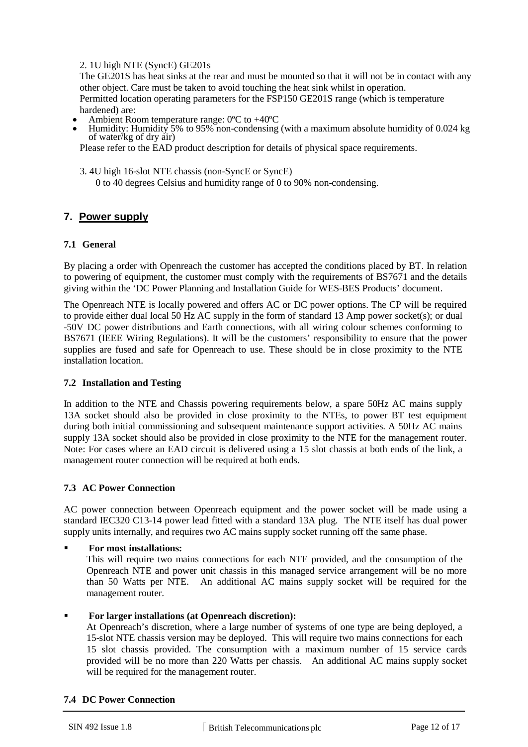2. 1U high NTE (SyncE) GE201s

The GE201S has heat sinks at the rear and must be mounted so that it will not be in contact with any other object. Care must be taken to avoid touching the heat sink whilst in operation.
Permitted location operating parameters for the FSP150 GE201S range (which is temperature hardened) are:

- Ambient Room temperature range: 0ºC to +40ºC
- Humidity: Humidity 5% to 95% non-condensing (with a maximum absolute humidity of 0.024 kg of water/kg of dry air)

Please refer to the EAD product description for details of physical space requirements.

3. 4U high 16-slot NTE chassis (non-SyncE or SyncE)

0 to 40 degrees Celsius and humidity range of 0 to 90% non-condensing.

## 7. Power supply

### 7.1 General

By placing a order with Openreach the customer has accepted the conditions placed by BT. In relation to powering of equipment, the customer must comply with the requirements of BS7671 and the details giving within the 'DC Power Planning and Installation Guide for WES-BES Products' document.

The Openreach NTE is locally powered and offers AC or DC power options. The CP will be required to provide either dual local 50 Hz AC supply in the form of standard 13 Amp power socket(s); or dual -50V DC power distributions and Earth connections, with all wiring colour schemes conforming to BS7671 (IEEE Wiring Regulations). It will be the customers' responsibility to ensure that the power supplies are fused and safe for Openreach to use. These should be in close proximity to the NTE installation location.

### 7.2 Installation and Testing

In addition to the NTE and Chassis powering requirements below, a spare 50Hz AC mains supply 13A socket should also be provided in close proximity to the NTEs, to power BT test equipment during both initial commissioning and subsequent maintenance support activities. A 50Hz AC mains supply 13A socket should also be provided in close proximity to the NTE for the management router. Note: For cases where an EAD circuit is delivered using a 15 slot chassis at both ends of the link, a management router connection will be required at both ends.

### 7.3 AC Power Connection

AC power connection between Openreach equipment and the power socket will be made using a standard IEC320 C13-14 power lead fitted with a standard 13A plug. The NTE itself has dual power supply units internally, and requires two AC mains supply socket running off the same phase.

- **For most installations:**
  This will require two mains connections for each NTE provided, and the consumption of the Openreach NTE and power unit chassis in this managed service arrangement will be no more than 50 Watts per NTE. An additional AC mains supply socket will be required for the management router.

- **For larger installations (at Openreach discretion):**
  At Openreach's discretion, where a large number of systems of one type are being deployed, a 15-slot NTE chassis version may be deployed. This will require two mains connections for each 15 slot chassis provided. The consumption with a maximum number of 15 service cards provided will be no more than 220 Watts per chassis. An additional AC mains supply socket will be required for the management router.

### 7.4 DC Power Connection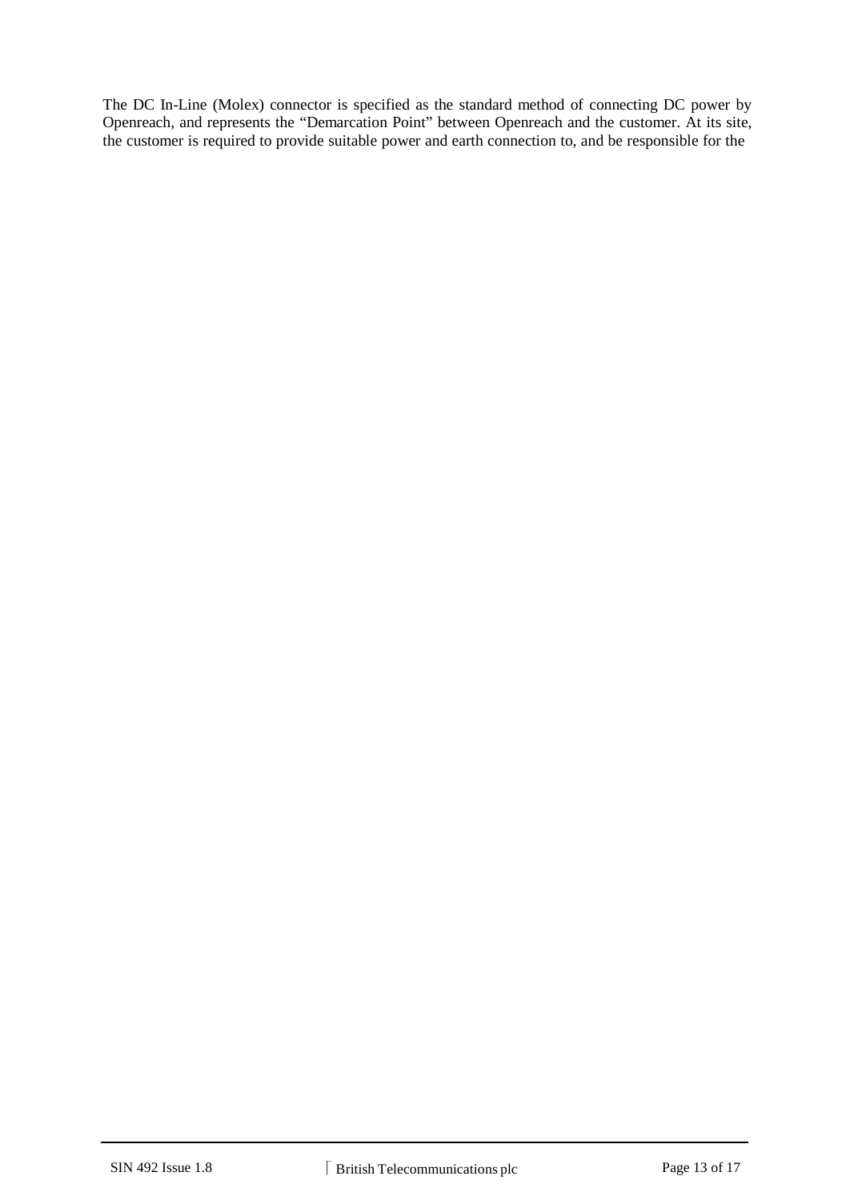The DC In-Line (Molex) connector is specified as the standard method of connecting DC power by Openreach, and represents the "Demarcation Point" between Openreach and the customer. At its site, the customer is required to provide suitable power and earth connection to, and be responsible for the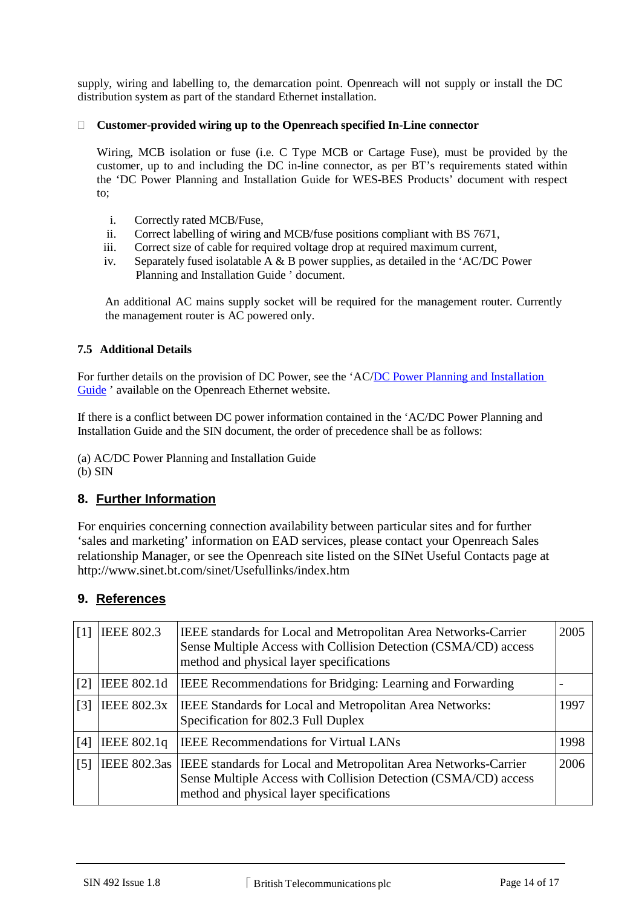supply, wiring and labelling to, the demarcation point. Openreach will not supply or install the DC distribution system as part of the standard Ethernet installation.

- **Customer-provided wiring up to the Openreach specified In-Line connector**

  Wiring, MCB isolation or fuse (i.e. C Type MCB or Cartage Fuse), must be provided by the customer, up to and including the DC in-line connector, as per BT's requirements stated within the 'DC Power Planning and Installation Guide for WES-BES Products' document with respect to;

  i. Correctly rated MCB/Fuse,
  ii. Correct labelling of wiring and MCB/fuse positions compliant with BS 7671,
  iii. Correct size of cable for required voltage drop at required maximum current,
  iv. Separately fused isolatable A & B power supplies, as detailed in the 'AC/DC Power Planning and Installation Guide ' document.

  An additional AC mains supply socket will be required for the management router. Currently the management router is AC powered only.

### 7.5 Additional Details

For further details on the provision of DC Power, see the 'AC/DC Power Planning and Installation Guide ' available on the Openreach Ethernet website.

If there is a conflict between DC power information contained in the 'AC/DC Power Planning and Installation Guide and the SIN document, the order of precedence shall be as follows:

(a) AC/DC Power Planning and Installation Guide
(b) SIN

## 8. Further Information

For enquiries concerning connection availability between particular sites and for further 'sales and marketing' information on EAD services, please contact your Openreach Sales relationship Manager, or see the Openreach site listed on the SINet Useful Contacts page at http://www.sinet.bt.com/sinet/Usefullinks/index.htm

## 9. References

| | | | |
|---|---|---|---|
| [1] | IEEE 802.3 | IEEE standards for Local and Metropolitan Area Networks-Carrier Sense Multiple Access with Collision Detection (CSMA/CD) access method and physical layer specifications | 2005 |
| [2] | IEEE 802.1d | IEEE Recommendations for Bridging: Learning and Forwarding | - |
| [3] | IEEE 802.3x | IEEE Standards for Local and Metropolitan Area Networks: Specification for 802.3 Full Duplex | 1997 |
| [4] | IEEE 802.1q | IEEE Recommendations for Virtual LANs | 1998 |
| [5] | IEEE 802.3as | IEEE standards for Local and Metropolitan Area Networks-Carrier Sense Multiple Access with Collision Detection (CSMA/CD) access method and physical layer specifications | 2006 |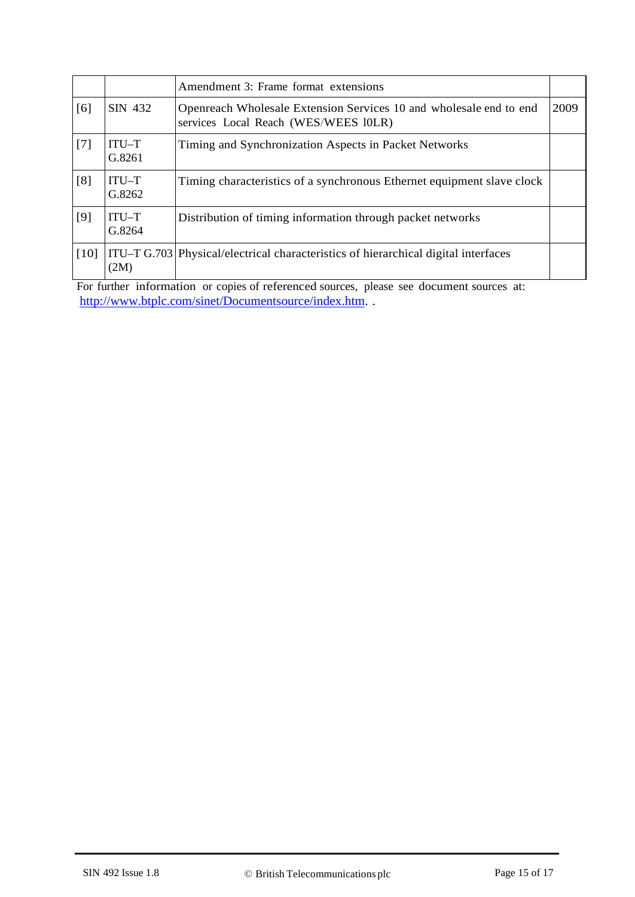| | | | |
|---|---|---|---|
| | | Amendment 3: Frame format extensions | |
| [6] | SIN 432 | Openreach Wholesale Extension Services 10 and wholesale end to end services Local Reach (WES/WEES l0LR) | 2009 |
| [7] | ITU–T G.8261 | Timing and Synchronization Aspects in Packet Networks | |
| [8] | ITU–T G.8262 | Timing characteristics of a synchronous Ethernet equipment slave clock | |
| [9] | ITU–T G.8264 | Distribution of timing information through packet networks | |
| [10] | ITU–T G.703 (2M) | Physical/electrical characteristics of hierarchical digital interfaces | |

For further information or copies of referenced sources, please see document sources at: http://www.btplc.com/sinet/Documentsource/index.htm. .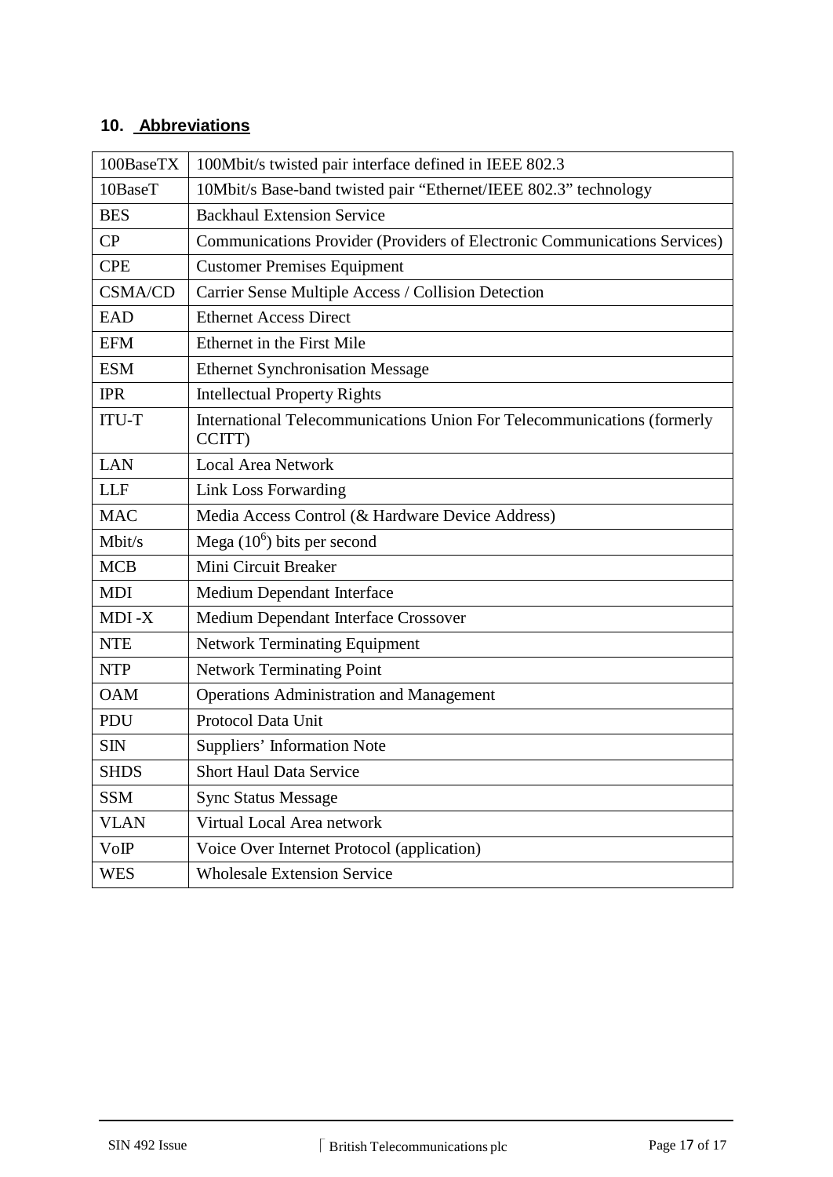## 10. Abbreviations

| | |
|---|---|
| 100BaseTX | 100Mbit/s twisted pair interface defined in IEEE 802.3 |
| 10BaseT | 10Mbit/s Base-band twisted pair "Ethernet/IEEE 802.3" technology |
| BES | Backhaul Extension Service |
| CP | Communications Provider (Providers of Electronic Communications Services) |
| CPE | Customer Premises Equipment |
| CSMA/CD | Carrier Sense Multiple Access / Collision Detection |
| EAD | Ethernet Access Direct |
| EFM | Ethernet in the First Mile |
| ESM | Ethernet Synchronisation Message |
| IPR | Intellectual Property Rights |
| ITU-T | International Telecommunications Union For Telecommunications (formerly CCITT) |
| LAN | Local Area Network |
| LLF | Link Loss Forwarding |
| MAC | Media Access Control (& Hardware Device Address) |
| Mbit/s | Mega ($10^6$) bits per second |
| MCB | Mini Circuit Breaker |
| MDI | Medium Dependant Interface |
| MDI -X | Medium Dependant Interface Crossover |
| NTE | Network Terminating Equipment |
| NTP | Network Terminating Point |
| OAM | Operations Administration and Management |
| PDU | Protocol Data Unit |
| SIN | Suppliers' Information Note |
| SHDS | Short Haul Data Service |
| SSM | Sync Status Message |
| VLAN | Virtual Local Area network |
| VoIP | Voice Over Internet Protocol (application) |
| WES | Wholesale Extension Service |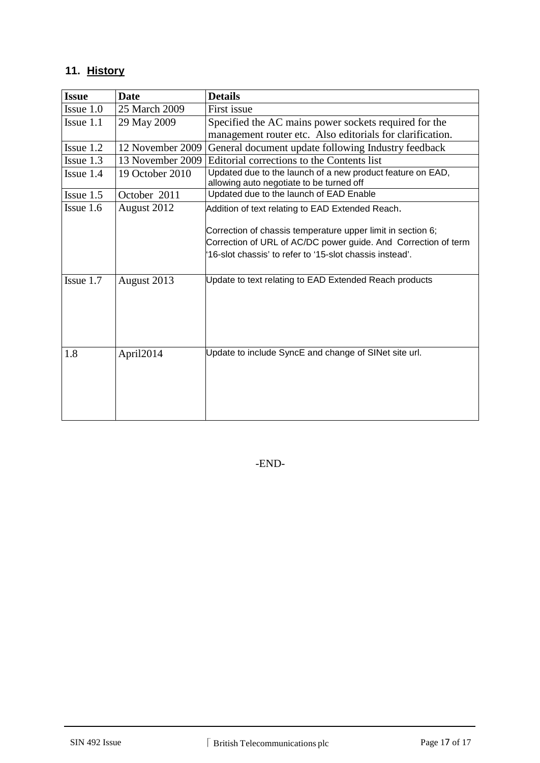## 11. History

| Issue | Date | Details |
|---|---|---|
| Issue 1.0 | 25 March 2009 | First issue |
| Issue 1.1 | 29 May 2009 | Specified the AC mains power sockets required for the management router etc. Also editorials for clarification. |
| Issue 1.2 | 12 November 2009 | General document update following Industry feedback |
| Issue 1.3 | 13 November 2009 | Editorial corrections to the Contents list |
| Issue 1.4 | 19 October 2010 | Updated due to the launch of a new product feature on EAD, allowing auto negotiate to be turned off |
| Issue 1.5 | October 2011 | Updated due to the launch of EAD Enable |
| Issue 1.6 | August 2012 | Addition of text relating to EAD Extended Reach. Correction of chassis temperature upper limit in section 6; Correction of URL of AC/DC power guide. And Correction of term '16-slot chassis' to refer to '15-slot chassis instead'. |
| Issue 1.7 | August 2013 | Update to text relating to EAD Extended Reach products |
| 1.8 | April2014 | Update to include SyncE and change of SINet site url. |

-END-